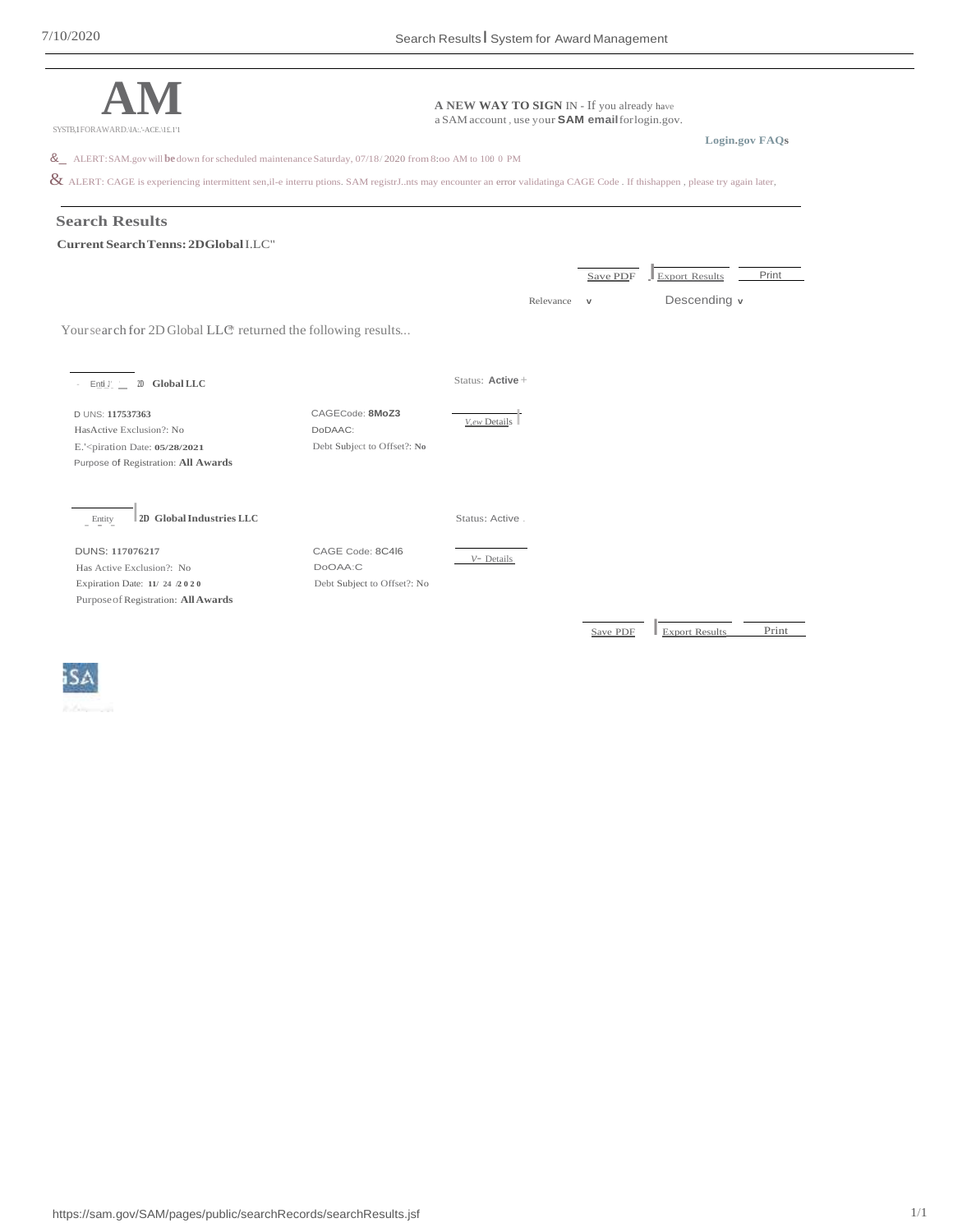**AM**

SYSTEM FOR AWARD MANAGEMENT

**A NEW WAY TO SIGN IN** - If you already have a SAM account, use your **SAM email** for login.gov.

**Login.gov FAQs**

ALERT: SAM.gov will **be** down for scheduled maintenance Saturday, 07/18/2020 from 8:00 AM to 100 0 PM

ALERT: CAGE is experiencing intermittent service interruptions. SAM registrants may encounter an error validating a CAGE Code. If this happen, please try again later,

## Search Results

**Current Search Terms: 2DGlobal LLC"**

Save PDF | Export Results | Print

Relevance v | Descending v

Your search for 2D Global LLC" returned the following results...

Entity 2D **Global LLC** — Status: **Active**

D UNS: **117537363**
HasActive Exclusion?: No
Expiration Date: **05/28/2021**
Purpose of Registration: **All Awards**

CAGECode: **8MoZ3**
DoDAAC:
Debt Subject to Offset?: **No**

View Details

Entity **2D Global Industries LLC** — Status: Active

DUNS: **117076217**
Has Active Exclusion?: No
Expiration Date: **11/24/2020**
Purpose of Registration: **All Awards**

CAGE Code: 8C4l6
DoDAAC:
Debt Subject to Offset?: No

View Details

Save PDF | Export Results | Print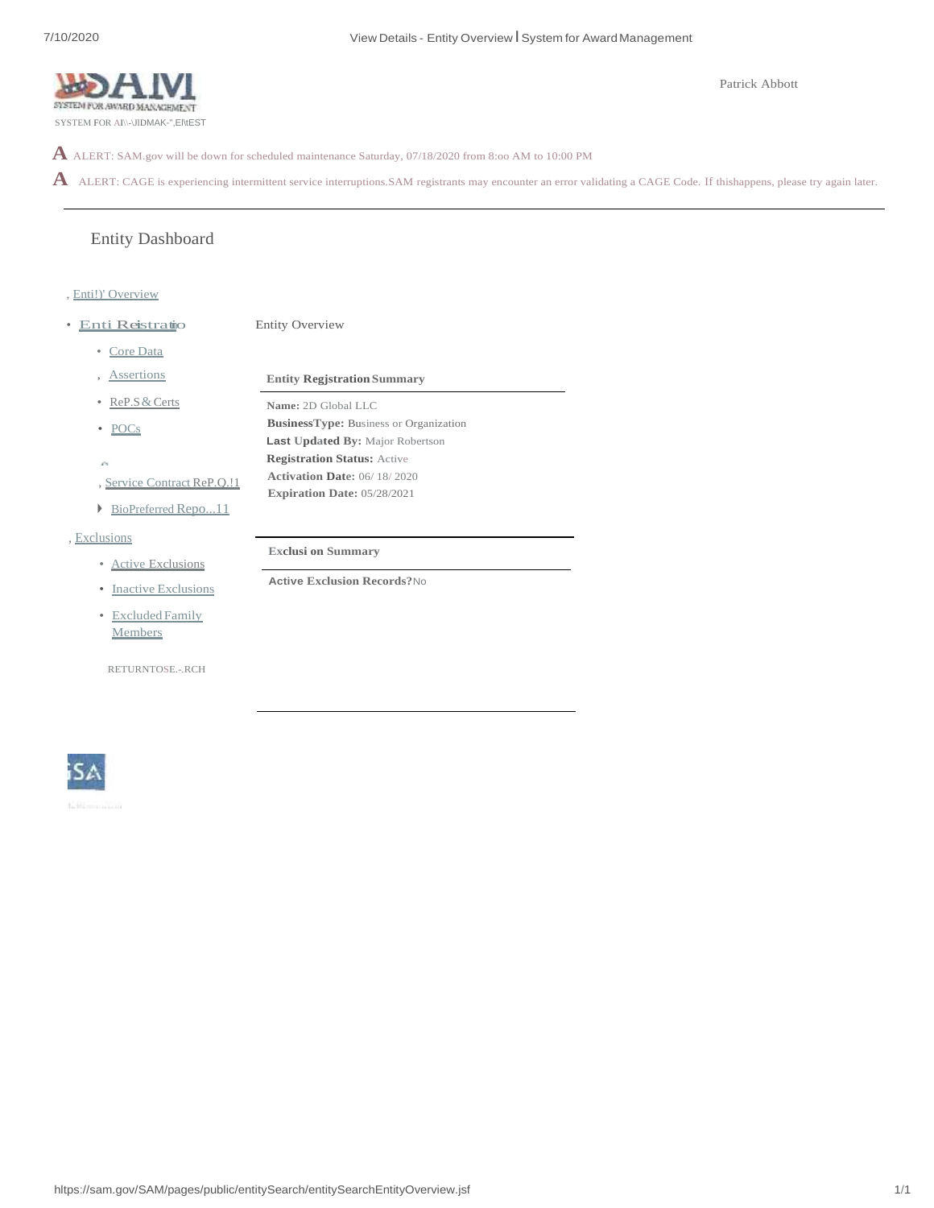SYSTEM FOR AWARD MANAGEMENT

SYSTEM FOR AI\\-\JIDMAK-",EI\tEST

Patrick Abbott

**A** ALERT: SAM.gov will be down for scheduled maintenance Saturday, 07/18/2020 from 8:oo AM to 10:00 PM

**A** ALERT: CAGE is experiencing intermittent service interruptions.SAM registrants may encounter an error validating a CAGE Code. If thishappens, please try again later.

---

## Entity Dashboard

- Enti!)' Overview
- Enti Reistratio
  - Core Data
  - Assertions
  - ReP.S & Certs
  - POCs
  - Service Contract ReP.Q.!1
  - BioPreferred Repo...11
- Exclusions
  - Active Exclusions
  - Inactive Exclusions
  - Excluded Family Members

RETURNTOSE.-.RCH

### Entity Overview

**Entity Regjstration Summary**

**Name:** 2D Global LLC
**BusinessType:** Business or Organization
**Last Updated By:** Major Robertson
**Registration Status:** Active
**Activation Date:** 06/ 18/ 2020
**Expiration Date:** 05/28/2021

**Exclusi on Summary**

**Active Exclusion Records?** No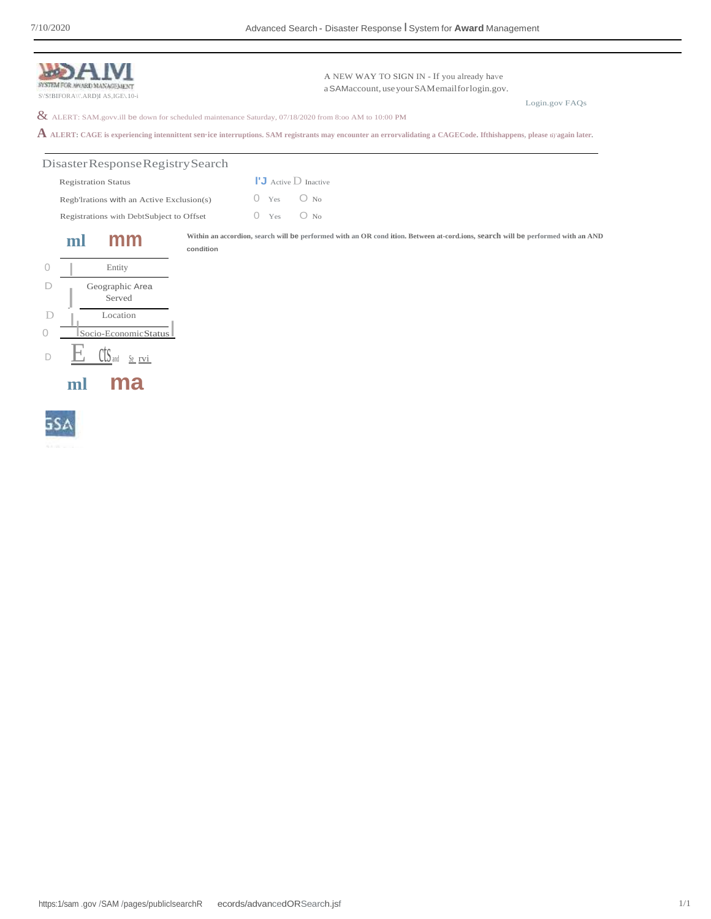SYSTEM FOR AWARD MANAGEMENT

A NEW WAY TO SIGN IN - If you already have a SAMaccount, use your SAM email for login.gov.

Login.gov FAQs

ALERT: SAM.govv.ill be down for scheduled maintenance Saturday, 07/18/2020 from 8:oo AM to 10:00 PM

**ALERT: CAGE is experiencing intennittent sen·ice interruptions. SAM registrants may encounter an errorvalidating a CAGECode. Ifthishappens, please** try again later.

## Disaster Response Registry Search

| | | |
|---|---|---|
| Registration Status | Active | Inactive |
| Regb'lrations with an Active Exclusion(s) | Yes | No |
| Registrations with DebtSubject to Offset | Yes | No |

**Within an accordion, search will be performed with an OR cond ition. Between at-cord.ions, search will be performed with an AND condition**

- Entity
- Geographic Area Served
- Location
- Socio-Economic Status
- E cts and Se rvi

GSA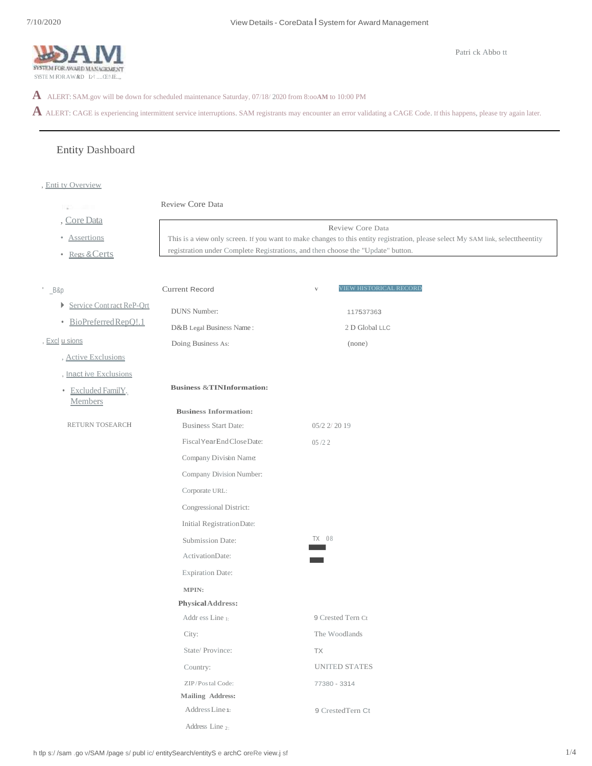Patrick Abbott

A ALERT: SAM.gov will be down for scheduled maintenance Saturday, 07/18/2020 from 8:00AM to 10:00 PM

A ALERT: CAGE is experiencing intermittent service interruptions. SAM registrants may encounter an error validating a CAGE Code. If this happens, please try again later.

---

## Entity Dashboard

- Entity Overview
  - Core Data
  - Assertions
  - Regs & Certs
- B&P
  - Service Contract Report
  - BioPreferred Report
- Exclusions
  - Active Exclusions
  - Inactive Exclusions
  - Excluded Family Members

RETURN TO SEARCH

### Review Core Data

Review Core Data

This is a view only screen. If you want to make changes to this entity registration, please select My SAM link, select the entity registration under Complete Registrations, and then choose the "Update" button.

Current Record v VIEW HISTORICAL RECORD

DUNS Number: 117537363

D&B Legal Business Name: 2 D Global LLC

Doing Business As: (none)

**Business & TIN Information:**

**Business Information:**

Business Start Date: 05/22/2019

Fiscal Year End Close Date: 05/22

Company Division Name:

Company Division Number:

Corporate URL:

Congressional District: TX 08

Initial Registration Date:

Submission Date:

Activation Date:

Expiration Date:

**MPIN:**

**Physical Address:**

Address Line 1: 9 Crested Tern Ct

City: The Woodlands

State/Province: TX

Country: UNITED STATES

ZIP/Postal Code: 77380 - 3314

**Mailing Address:**

Address Line 1: 9 Crested Tern Ct

Address Line 2: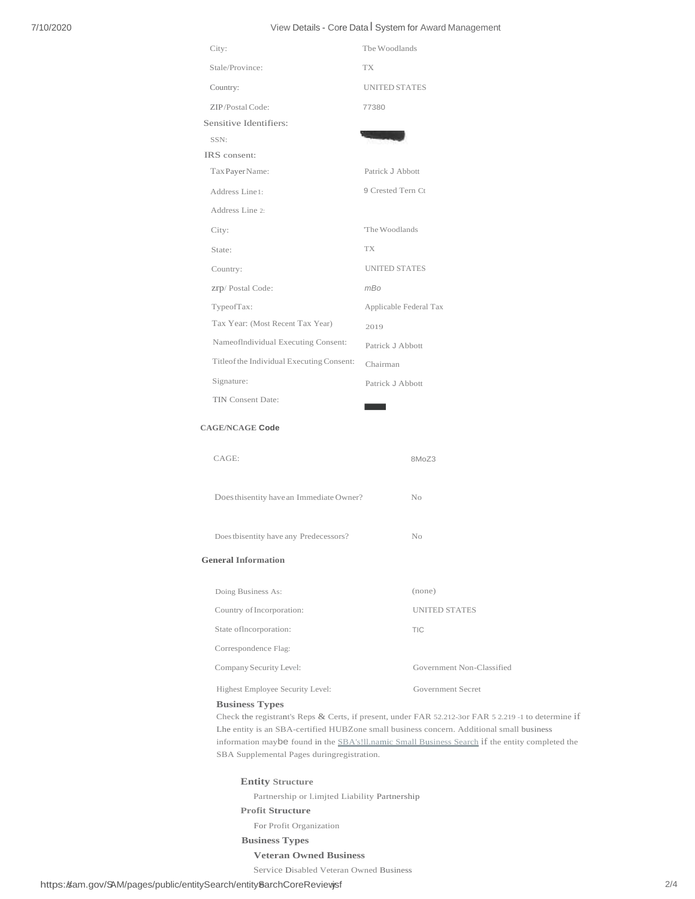| | |
|---|---|
| City: | Tbe Woodlands |
| Stale/Province: | TX |
| Country: | UNITED STATES |
| ZIP/Postal Code: | 77380 |

Sensitive Identifiers:

| | |
|---|---|
| SSN: | |

IRS consent:

| | |
|---|---|
| Tax Payer Name: | Patrick J Abbott |
| Address Line 1: | 9 Crested Tern Ct |
| Address Line 2: | |
| City: | 'The Woodlands |
| State: | TX |
| Country: | UNITED STATES |
| zrp/ Postal Code: | mBo |
| TypeofTax: | Applicable Federal Tax |
| Tax Year: (Most Recent Tax Year) | 2019 |
| NameofIndividual Executing Consent: | Patrick J Abbott |
| Titleof the Individual Executing Consent: | Chairman |
| Signature: | Patrick J Abbott |
| TIN Consent Date: | |

**CAGE/NCAGE Code**

| | |
|---|---|
| CAGE: | 8MoZ3 |
| Does thisentity have an Immediate Owner? | No |
| Does tbisentity have any Predecessors? | No |

**General Information**

| | |
|---|---|
| Doing Business As: | (none) |
| Country of Incorporation: | UNITED STATES |
| State ofIncorporation: | TIC |
| Correspondence Flag: | |
| Company Security Level: | Government Non-Classified |
| Highest Employee Security Level: | Government Secret |

**Business Types**

Check the registrant's Reps & Certs, if present, under FAR 52.212-3or FAR 5 2.219 -1 to determine if Lhe entity is an SBA-certified HUBZone small business concern. Additional small business information maybe found in the SBA's!lLnamic Small Business Search if the entity completed the SBA Supplemental Pages duringregistration.

**Entity Structure**

Partnership or l.imjted Liability Partnership

**Profit Structure**

For Profit Organization

**Business Types**

**Veteran Owned Business**

Service Disabled Veteran Owned Business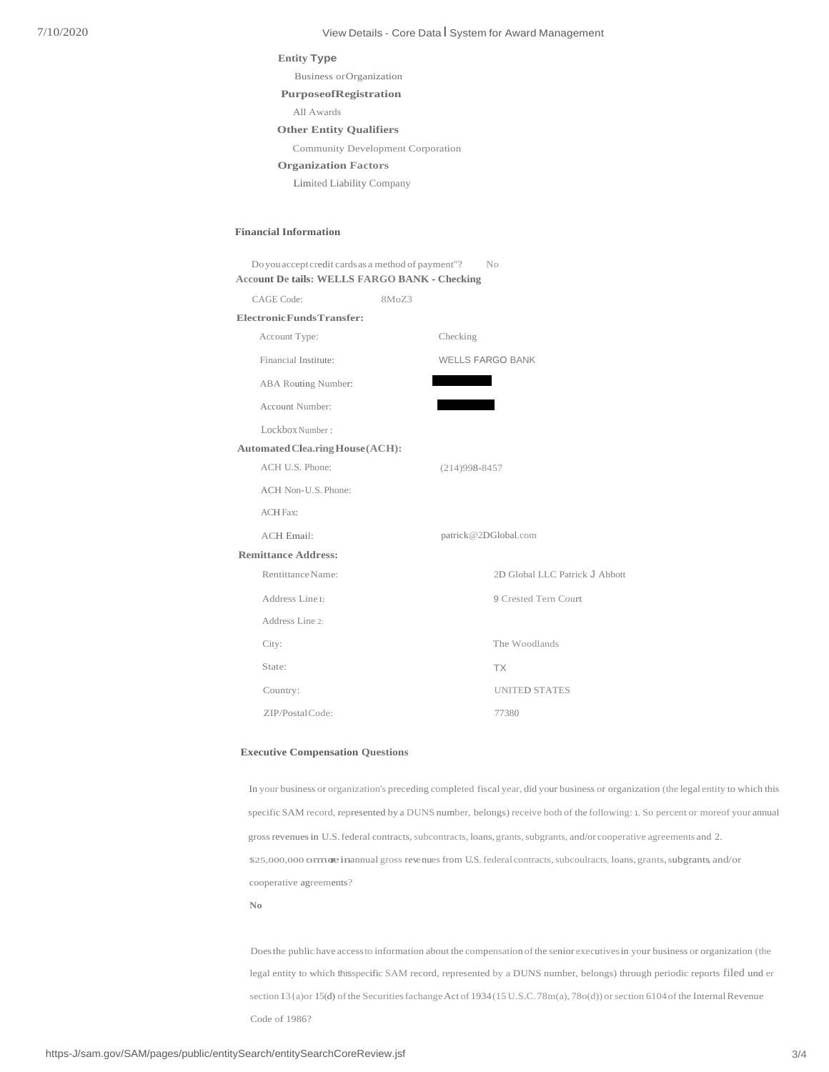**Entity Type**

Business or Organization

**Purpose of Registration**

All Awards

**Other Entity Qualifiers**

Community Development Corporation

**Organization Factors**

Limited Liability Company

**Financial Information**

Do you accept credit cards as a method of payment"? No

**Account De tails: WELLS FARGO BANK - Checking**

CAGE Code: 8MoZ3

**Electronic Funds Transfer:**

| | |
|---|---|
| Account Type: | Checking |
| Financial Institute: | WELLS FARGO BANK |
| ABA Routing Number: | |
| Account Number: | |
| Lockbox Number: | |

**Automated Clea.ring House (ACH):**

| | |
|---|---|
| ACH U.S. Phone: | (214)998-8457 |
| ACH Non-U.S. Phone: | |
| ACH Fax: | |
| ACH Email: | patrick@2DGlobal.com |

**Remittance Address:**

| | |
|---|---|
| Rentittance Name: | 2D Global LLC Patrick J Abbott |
| Address Line 1: | 9 Crested Tern Court |
| Address Line 2: | |
| City: | The Woodlands |
| State: | TX |
| Country: | UNITED STATES |
| ZIP/Postal Code: | 77380 |

**Executive Compensation Questions**

In your business or organization's preceding completed fiscal year, did your business or organization (the legal entity to which this specific SAM record, represented by a DUNS number, belongs) receive both of the following: 1. So percent or moreof your annual gross revenues in U.S. federal contracts, subcontracts, loans, grants, subgrants, and/or cooperative agreements and 2. $25,000,000 ormore inannual gross revenues from U.S. federal contracts, subcoulracts, loans, grants, subgrants, and/or cooperative agreements?

**No**

Does the public have access to information about the compensation of the senior executives in your business or organization (the legal entity to which this specific SAM record, represented by a DUNS number, belongs) through periodic reports filed under section 13{a)or 15(d) of the Securities fachange Act of 1934 (15 U.S.C. 78m(a), 78o(d)) or section 6104 of the Internal Revenue Code of 1986?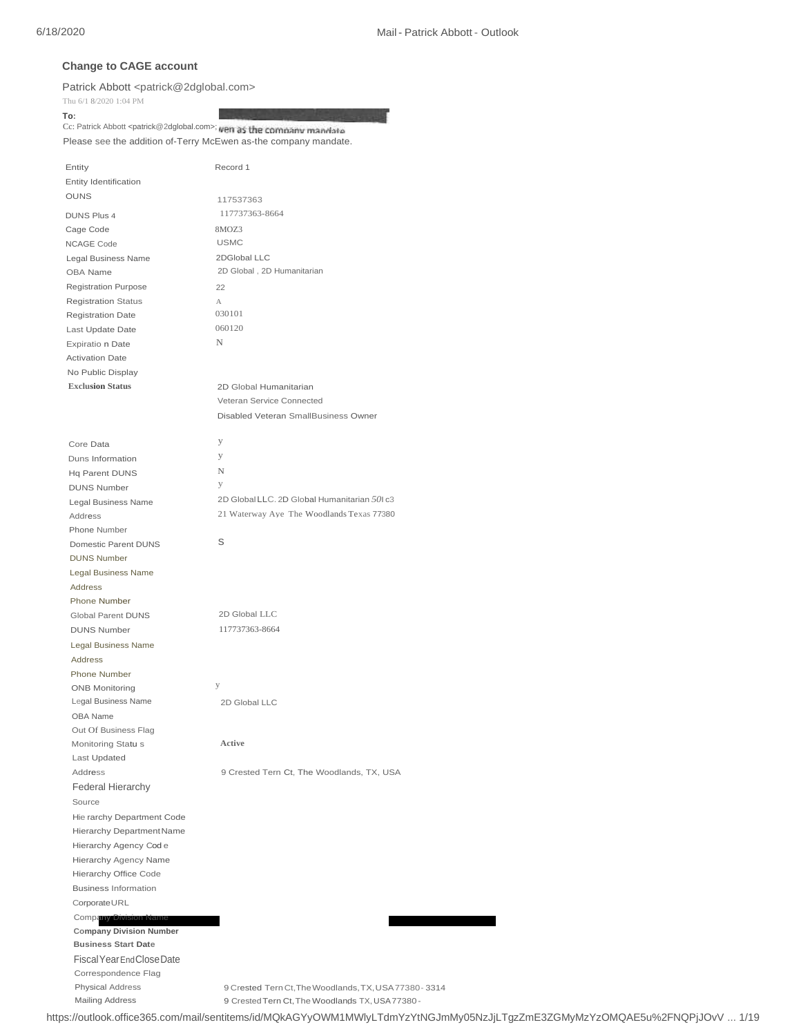## Change to CAGE account

Patrick Abbott <patrick@2dglobal.com>

Thu 6/18/2020 1:04 PM

**To:**

Cc: Patrick Abbott <patrick@2dglobal.com>; wen as the company mandate

Please see the addition of-Terry McEwen as-the company mandate.

| Entity | Record 1 |
|---|---|
| Entity Identification | |
| OUNS | 117537363 |
| DUNS Plus 4 | 117737363-8664 |
| Cage Code | 8MOZ3 |
| NCAGE Code | USMC |
| Legal Business Name | 2DGlobal LLC |
| OBA Name | 2D Global , 2D Humanitarian |
| Registration Purpose | 22 |
| Registration Status | A |
| Registration Date | 030101 |
| Last Update Date | 060120 |
| Expiratio n Date | N |
| Activation Date | |
| No Public Display | |
| **Exclusion Status** | 2D Global Humanitarian |
| | Veteran Service Connected |
| | Disabled Veteran SmallBusiness Owner |
| Core Data | y |
| Duns Information | y |
| Hq Parent DUNS | N |
| DUNS Number | y |
| Legal Business Name | 2D Global LLC. 2D Global Humanitarian 501 c3 |
| Address | 21 Waterway Aye The Woodlands Texas 77380 |
| Phone Number | |
| Domestic Parent DUNS | S |
| DUNS Number | |
| Legal Business Name | |
| Address | |
| Phone Number | |
| Global Parent DUNS | 2D Global LLC |
| DUNS Number | 117737363-8664 |
| Legal Business Name | |
| Address | |
| Phone Number | |
| ONB Monitoring | y |
| Legal Business Name | 2D Global LLC |
| OBA Name | |
| Out Of Business Flag | |
| Monitoring Statu s | **Active** |
| Last Updated | |
| Address | 9 Crested Tern Ct, The Woodlands, TX, USA |
| Federal Hierarchy | |
| Source | |
| Hie rarchy Department Code | |
| Hierarchy Department Name | |
| Hierarchy Agency Cod e | |
| Hierarchy Agency Name | |
| Hierarchy Office Code | |
| Business Information | |
| Corporate URL | |
| Company Division Name | |
| **Company Division Number** | |
| **Business Start Date** | |
| Fiscal Year End Close Date | |
| Correspondence Flag | |
| Physical Address | 9 Crested Tern Ct, The Woodlands, TX, USA 77380 - 3314 |
| Mailing Address | 9 Crested Tern Ct, The Woodlands TX, USA 77380 - |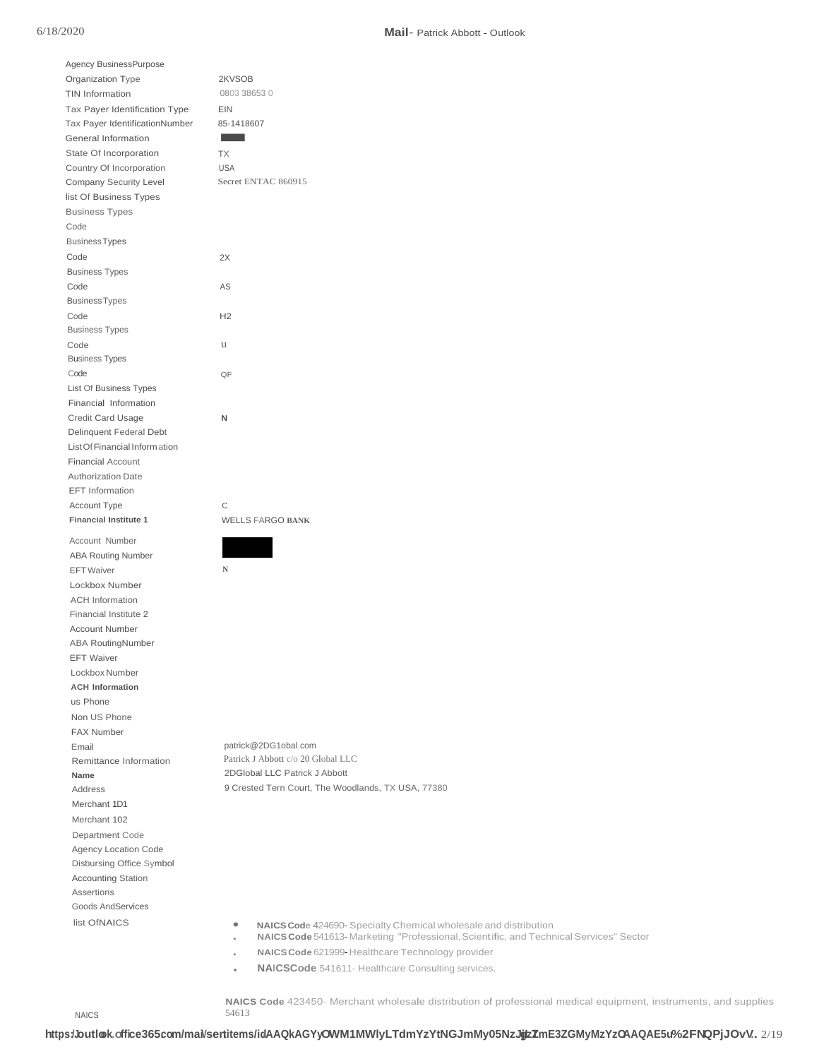| | |
|---|---|
| Agency BusinessPurpose | |
| Organization Type | 2KVSOB |
| TIN Information | 0803 38653 0 |
| Tax Payer Identification Type | EIN |
| Tax Payer IdentificationNumber | 85-1418607 |
| General Information | |
| State Of Incorporation | TX |
| Country Of Incorporation | USA |
| Company Security Level | Secret ENTAC 860915 |
| list Of Business Types | |
| Business Types | |
| Code | |
| BusinessTypes | |
| Code | 2X |
| Business Types | |
| Code | AS |
| BusinessTypes | |
| Code | H2 |
| Business Types | |
| Code | u |
| Business Types | |
| Code | QF |
| List Of Business Types | |
| Financial Information | |
| Credit Card Usage | N |
| Delinquent Federal Debt | |
| ListOfFinancial Information | |
| Financial Account | |
| Authorization Date | |
| EFT Information | |
| Account Type | C |
| **Financial Institute 1** | WELLS FARGO BANK |
| Account Number | |
| ABA Routing Number | |
| EFT Waiver | N |
| Lockbox Number | |
| ACH Information | |
| Financial Institute 2 | |
| Account Number | |
| ABA RoutingNumber | |
| EFT Waiver | |
| Lockbox Number | |
| **ACH Information** | |
| us Phone | |
| Non US Phone | |
| FAX Number | |
| Email | patrick@2DG1obal.com |
| Remittance Information | Patrick J Abbott c/o 20 Global LLC |
| **Name** | 2DGlobal LLC Patrick J Abbott |
| Address | 9 Crested Tern Court, The Woodlands, TX USA, 77380 |
| Merchant 1D1 | |
| Merchant 102 | |
| Department Code | |
| Agency Location Code | |
| Disbursing Office Symbol | |
| Accounting Station | |
| Assertions | |
| Goods AndServices | |
| list OfNAICS | |

- **NAICS Code** 424690- Specialty Chemical wholesale and distribution
- **NAICS Code** 541613- Marketing "Professional, Scientific, and Technical Services" Sector
- **NAICS Code** 621999- Healthcare Technology provider
- **NAICS Code** 541611- Healthcare Consulting services.

**NAICS Code** 423450- Merchant wholesale distribution of professional medical equipment, instruments, and supplies

NAICS 54613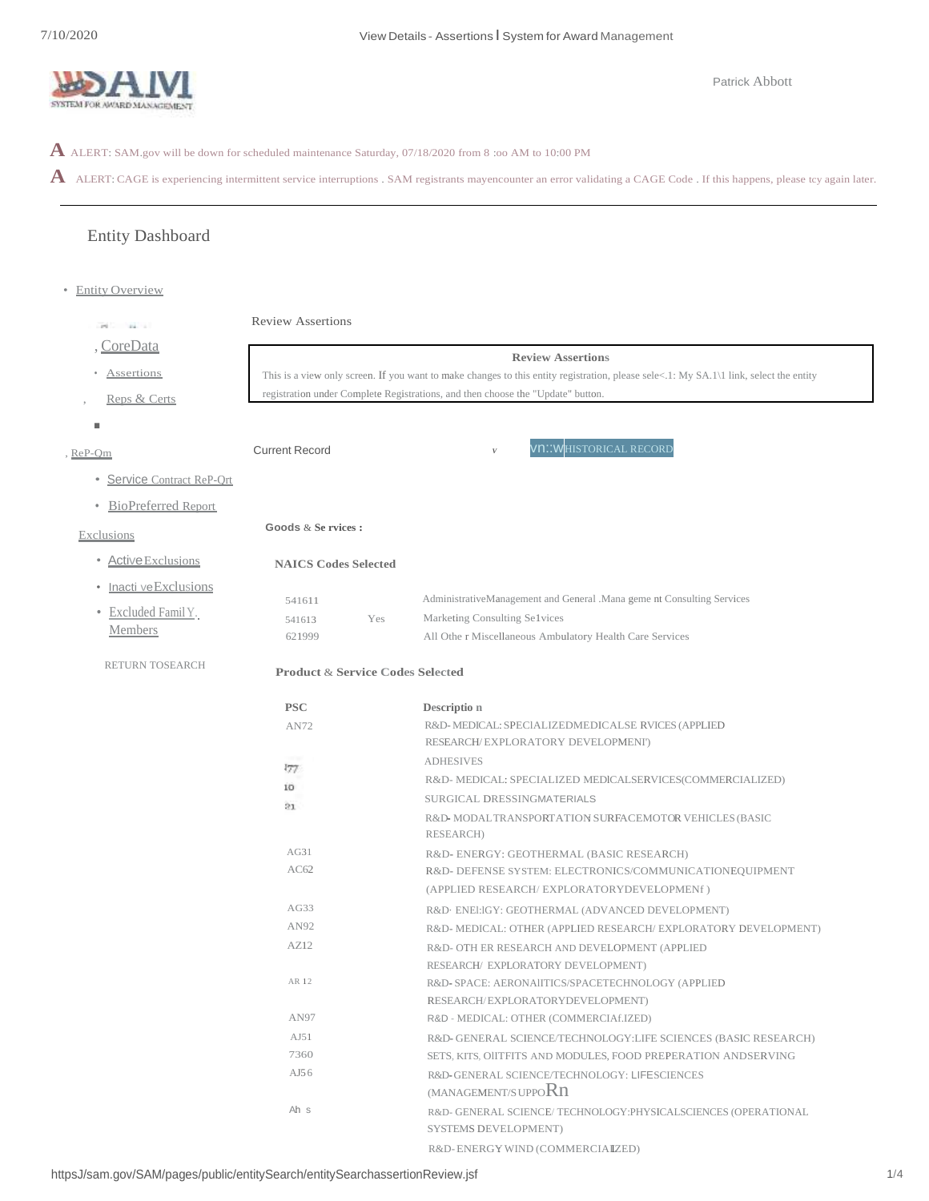Patrick Abbott

**A** ALERT: SAM.gov will be down for scheduled maintenance Saturday, 07/18/2020 from 8 :oo AM to 10:00 PM

**A** ALERT: CAGE is experiencing intermittent service interruptions . SAM registrants mayencounter an error validating a CAGE Code . If this happens, please tcy again later.

## Entity Dashboard

- Entity Overview
  - CoreData
  - Assertions
  - Reps & Certs
- RePOrt
  - Service Contract RePOrt
  - BioPreferred Report
- Exclusions
  - Active Exclusions
  - Inactive Exclusions
  - Excluded Family Members

RETURN TO SEARCH

Review Assertions

**Review Assertions**

This is a view only screen. If you want to make changes to this entity registration, please select: My SAM link, select the entity registration under Complete Registrations, and then choose the "Update" button.

Current Record | VIEW HISTORICAL RECORD

**Goods & Services :**

**NAICS Codes Selected**

| | | |
|---|---|---|
| 541611 | | AdministrativeManagement and General .Management Consulting Services |
| 541613 | Yes | Marketing Consulting Se1vices |
| 621999 | | All Othe r Miscellaneous Ambulatory Health Care Services |

**Product & Service Codes Selected**

| PSC | Description |
|---|---|
| AN72 | R&D- MEDICAL: SPECIALIZEDMEDICALSE RVICES (APPLIED RESEARCH/ EXPLORATORY DEVELOPMENT) |
| 8040 | ADHESIVES |
| AN77 | R&D- MEDICAL: SPECIALIZED MEDICALSERVICES(COMMERCIALIZED) |
| 6510 | SURGICAL DRESSINGMATERIALS |
| AS21 | R&D- MODALTRANSPORTATION SURFACEMOTOR VEHICLES (BASIC RESEARCH) |
| AG31 | R&D- ENERGY: GEOTHERMAL (BASIC RESEARCH) |
| AC62 | R&D- DEFENSE SYSTEM: ELECTRONICS/COMMUNICATIONEQUIPMENT (APPLIED RESEARCH/ EXPLORATORYDEVELOPMENT ) |
| AG33 | R&D· ENERGY: GEOTHERMAL (ADVANCED DEVELOPMENT) |
| AN92 | R&D- MEDICAL: OTHER (APPLIED RESEARCH/ EXPLORATORY DEVELOPMENT) |
| AZ12 | R&D- OTH ER RESEARCH AND DEVELOPMENT (APPLIED RESEARCH/ EXPLORATORY DEVELOPMENT) |
| AR 12 | R&D- SPACE: AERONAUTICS/SPACETECHNOLOGY (APPLIED RESEARCH/EXPLORATORYDEVELOPMENT) |
| AN97 | R&D - MEDICAL: OTHER (COMMERCIALIZED) |
| AJ51 | R&D- GENERAL SCIENCE/TECHNOLOGY:LIFE SCIENCES (BASIC RESEARCH) |
| 7360 | SETS, KITS, OUTFITS AND MODULES, FOOD PREPERATION ANDSERVING |
| AJ56 | R&D- GENERAL SCIENCE/TECHNOLOGY: LIFESCIENCES (MANAGEMENT/SUPPORT) |
| Ah s | R&D- GENERAL SCIENCE/ TECHNOLOGY:PHYSICALSCIENCES (OPERATIONAL SYSTEMS DEVELOPMENT) |
| | R&D- ENERGY WIND (COMMERCIALIZED) |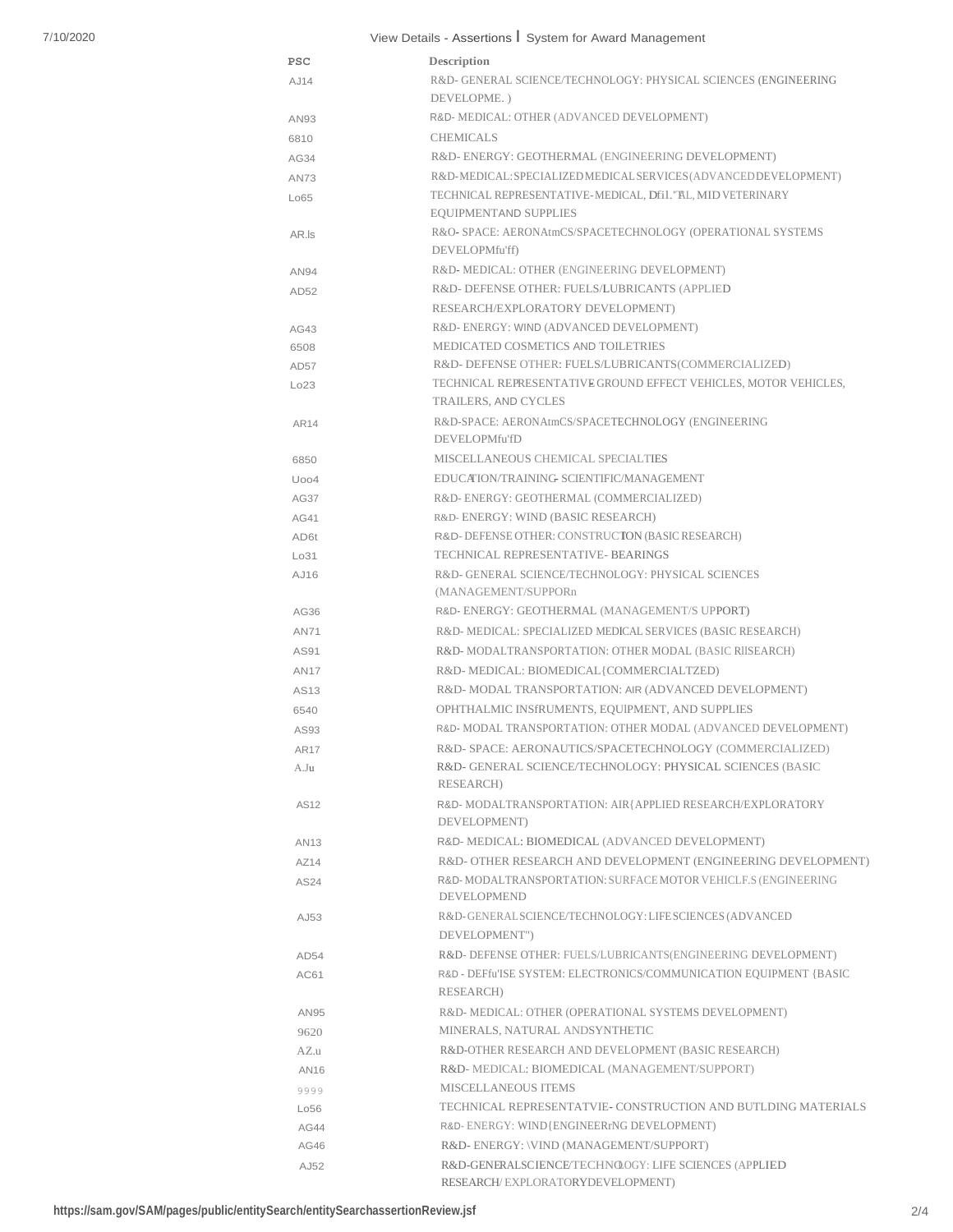| PSC | Description |
|---|---|
| AJ14 | R&D- GENERAL SCIENCE/TECHNOLOGY: PHYSICAL SCIENCES (ENGINEERING DEVELOPME. ) |
| AN93 | R&D- MEDICAL: OTHER (ADVANCED DEVELOPMENT) |
| 6810 | CHEMICALS |
| AG34 | R&D- ENERGY: GEOTHERMAL (ENGINEERING DEVELOPMENT) |
| AN73 | R&D-MEDICAL:SPECIALIZED MEDICAL SERVICES(ADVANCED DEVELOPMENT) |
| Lo65 | TECHNICAL REPRESENTATIVE-MEDICAL, Dfi1."RL, MID VETERINARY EQUIPMENTAND SUPPLIES |
| AR.ls | R&O- SPACE: AERONAtmCS/SPACETECHNOLOGY (OPERATIONAL SYSTEMS DEVELOPMfu'ff) |
| AN94 | R&D- MEDICAL: OTHER (ENGINEERING DEVELOPMENT) |
| AD52 | R&D- DEFENSE OTHER: FUELS/LUBRICANTS (APPLIED RESEARCH/EXPLORATORY DEVELOPMENT) |
| AG43 | R&D- ENERGY: WIND (ADVANCED DEVELOPMENT) |
| 6508 | MEDICATED COSMETICS AND TOILETRIES |
| AD57 | R&D- DEFENSE OTHER: FUELS/LUBRICANTS(COMMERCIALIZED) |
| Lo23 | TECHNICAL REPRESENTATIVE GROUND EFFECT VEHICLES, MOTOR VEHICLES, TRAILERS, AND CYCLES |
| AR14 | R&D-SPACE: AERONAtmCS/SPACETECHNOLOGY (ENGINEERING DEVELOPMfu'fD |
| 6850 | MISCELLANEOUS CHEMICAL SPECIALTIES |
| Uoo4 | EDUCATION/TRAINING- SCIENTIFIC/MANAGEMENT |
| AG37 | R&D- ENERGY: GEOTHERMAL (COMMERCIALIZED) |
| AG41 | R&D- ENERGY: WIND (BASIC RESEARCH) |
| AD6t | R&D- DEFENSE OTHER: CONSTRUCTION (BASIC RESEARCH) |
| Lo31 | TECHNICAL REPRESENTATIVE- BEARINGS |
| AJ16 | R&D- GENERAL SCIENCE/TECHNOLOGY: PHYSICAL SCIENCES (MANAGEMENT/SUPPORn |
| AG36 | R&D- ENERGY: GEOTHERMAL (MANAGEMENT/S UPPORT) |
| AN71 | R&D- MEDICAL: SPECIALIZED MEDICAL SERVICES (BASIC RESEARCH) |
| AS91 | R&D- MODALTRANSPORTATION: OTHER MODAL (BASIC RllSEARCH) |
| AN17 | R&D- MEDICAL: BIOMEDICAL{COMMERCIALTZED) |
| AS13 | R&D- MODAL TRANSPORTATION: AIR (ADVANCED DEVELOPMENT) |
| 6540 | OPHTHALMIC INSfRUMENTS, EQUIPMENT, AND SUPPLIES |
| AS93 | R&D- MODAL TRANSPORTATION: OTHER MODAL (ADVANCED DEVELOPMENT) |
| AR17 | R&D- SPACE: AERONAUTICS/SPACETECHNOLOGY (COMMERCIALIZED) |
| A.Ju | R&D- GENERAL SCIENCE/TECHNOLOGY: PHYSICAL SCIENCES (BASIC RESEARCH) |
| AS12 | R&D- MODALTRANSPORTATION: AIR{APPLIED RESEARCH/EXPLORATORY DEVELOPMENT) |
| AN13 | R&D- MEDICAL: BIOMEDICAL (ADVANCED DEVELOPMENT) |
| AZ14 | R&D- OTHER RESEARCH AND DEVELOPMENT (ENGINEERING DEVELOPMENT) |
| AS24 | R&D- MODALTRANSPORTATION: SURFACE MOTOR VEHICLF.S (ENGINEERING DEVELOPMEND |
| AJ53 | R&D- GENERAL SCIENCE/TECHNOLOGY: LIFE SCIENCES (ADVANCED DEVELOPMENT") |
| AD54 | R&D- DEFENSE OTHER: FUELS/LUBRICANTS(ENGINEERING DEVELOPMENT) |
| AC61 | R&D - DEFfu'ISE SYSTEM: ELECTRONICS/COMMUNICATION EQUIPMENT {BASIC RESEARCH) |
| AN95 | R&D- MEDICAL: OTHER (OPERATIONAL SYSTEMS DEVELOPMENT) |
| 9620 | MINERALS, NATURAL ANDSYNTHETIC |
| AZ.u | R&D-OTHER RESEARCH AND DEVELOPMENT (BASIC RESEARCH) |
| AN16 | R&D- MEDICAL: BIOMEDICAL (MANAGEMENT/SUPPORT) |
| 9999 | MISCELLANEOUS ITEMS |
| Lo56 | TECHNICAL REPRESENTATVIE- CONSTRUCTION AND BUTLDING MATERIALS |
| AG44 | R&D- ENERGY: WIND{ENGINEERrNG DEVELOPMENT) |
| AG46 | R&D- ENERGY: \VIND (MANAGEMENT/SUPPORT) |
| AJ52 | R&D-GENERALSCIENCE/TECHNOLOGY: LIFE SCIENCES (APPLIED RESEARCH/ EXPLORATORYDEVELOPMENT) |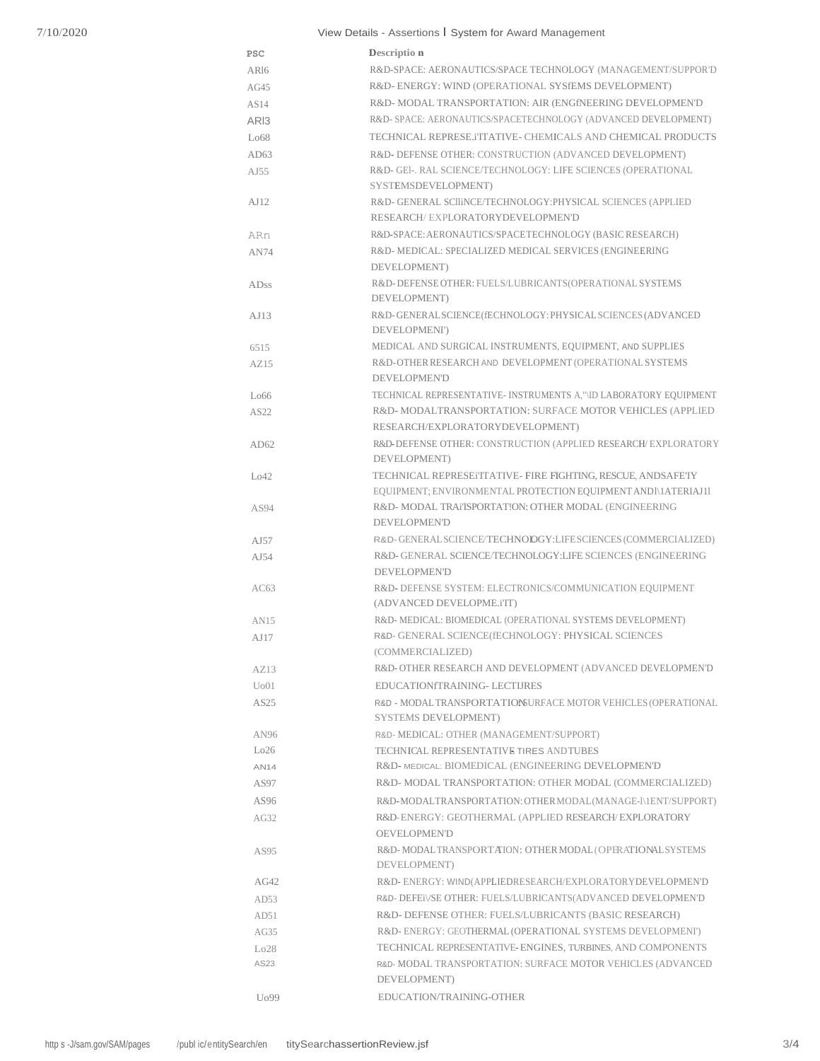| PSC | Description |
|---|---|
| ARl6 | R&D-SPACE: AERONAUTICS/SPACE TECHNOLOGY (MANAGEMENT/SUPPOR'D |
| AG45 | R&D- ENERGY: WIND (OPERATIONAL SYSfEMS DEVELOPMENT) |
| AS14 | R&D- MODAL TRANSPORTATION: AIR (ENGfNEERING DEVELOPMEN'D |
| ARl3 | R&D- SPACE: AERONAUTICS/SPACETECHNOLOGY (ADVANCED DEVELOPMENT) |
| Lo68 | TECHNICAL REPRESE.i'ITATIVE- CHEMICALS AND CHEMICAL PRODUCTS |
| AD63 | R&D- DEFENSE OTHER: CONSTRUCTION (ADVANCED DEVELOPMENT) |
| AJ55 | R&D- GEl-. RAL SCIENCE/TECHNOLOGY: LIFE SCIENCES (OPERATIONAL SYSTEMSDEVELOPMENT) |
| AJ12 | R&D- GENERAL SClliNCE/TECHNOLOGY:PHYSICAL SCIENCES (APPLIED RESEARCH/ EXPLORATORYDEVELOPMEN'D |
| ARn | R&D-SPACE: AERONAUTICS/SPACETECHNOLOGY (BASIC RESEARCH) |
| AN74 | R&D- MEDICAL: SPECIALIZED MEDICAL SERVICES (ENGINEERING DEVELOPMENT) |
| ADss | R&D- DEFENSE OTHER: FUELS/LUBRICANTS(OPERATIONAL SYSTEMS DEVELOPMENT) |
| AJ13 | R&D- GENERAL SCIENCE(fECHNOLOGY: PHYSICAL SCIENCES (ADVANCED DEVELOPMENI') |
| 6515 | MEDICAL AND SURGICAL INSTRUMENTS, EQUIPMENT, AND SUPPLIES |
| AZ15 | R&D- OTHER RESEARCH AND DEVELOPMENT (OPERATIONAL SYSTEMS DEVELOPMEN'D |
| Lo66 | TECHNICAL REPRESENTATIVE- INSTRUMENTS A,"\ID LABORATORY EQUIPMENT |
| AS22 | R&D- MODALTRANSPORTATION: SURFACE MOTOR VEHICLES (APPLIED RESEARCH/EXPLORATORYDEVELOPMENT) |
| AD62 | R&D- DEFENSE OTHER: CONSTRUCTION (APPLIED RESEARCH/ EXPLORATORY DEVELOPMENT) |
| Lo42 | TECHNICAL REPRESEi'ITATIVE- FIRE FIGHTING, RESCUE, ANDSAFE'IY EQUIPMENT; ENVIRONMENTAL PROTECTION EQUIPMENT ANDl\1ATERIAJ1l |
| AS94 | R&D- MODAL TRAi'ISPORTAT!ON: OTHER MODAL (ENGINEERING DEVELOPMEN'D |
| AJ57 | R&D- GENERAL SCIENCE/TECHNOLOGY:LIFE SCIENCES (COMMERCIALIZED) |
| AJ54 | R&D- GENERAL SCIENCE/TECHNOLOGY:LIFE SCIENCES (ENGINEERING DEVELOPMEN'D |
| AC63 | R&D- DEFENSE SYSTEM: ELECTRONICS/COMMUNICATION EQUIPMENT (ADVANCED DEVELOPME.i'IT) |
| AN15 | R&D- MEDICAL: BIOMEDICAL (OPERATIONAL SYSTEMS DEVELOPMENT) |
| AJ17 | R&D- GENERAL SCIENCE(fECHNOLOGY: PHYSICAL SCIENCES (COMMERCIALIZED) |
| AZ13 | R&D- OTHER RESEARCH AND DEVELOPMENT (ADVANCED DEVELOPMEN'D |
| Uo01 | EDUCATIONfTRAINING- LECTIJRES |
| AS25 | R&D - MODAL TRANSPORTATION: SURFACE MOTOR VEHICLES (OPERATIONAL SYSTEMS DEVELOPMENT) |
| AN96 | R&D- MEDICAL: OTHER (MANAGEMENT/SUPPORT) |
| Lo26 | TECHNICAL REPRESENTATIVE- TIRES AND TUBES |
| AN14 | R&D- MEDICAL: BIOMEDICAL (ENGINEERING DEVELOPMEN'D |
| AS97 | R&D- MODAL TRANSPORTATION: OTHER MODAL (COMMERCIALIZED) |
| AS96 | R&D-MODALTRANSPORTATION: OTHER MODAL (MANAGE-l\1ENT/SUPPORT) |
| AG32 | R&D- ENERGY: GEOTHERMAL (APPLIED RESEARCH/ EXPLORATORY OEVELOPMEN'D |
| AS95 | R&D- MODAL TRANSPORTATION: OTHER MODAL (OPERATIONAL SYSTEMS DEVELOPMENT) |
| AG42 | R&D- ENERGY: WIND(APPLIEDRESEARCH/EXPLORATORYDEVELOPMEN'D |
| AD53 | R&D- DEFEi\/SE OTHER: FUELS/LUBRICANTS(ADVANCED DEVELOPMEN'D |
| AD51 | R&D- DEFENSE OTHER: FUELS/LUBRICANTS (BASIC RESEARCH) |
| AG35 | R&D- ENERGY: GEOTHERMAL (OPERATIONAL SYSTEMS DEVELOPMENI') |
| Lo28 | TECHNICAL REPRESENTATIVE- ENGINES, TURBINES, AND COMPONENTS |
| AS23 | R&D- MODAL TRANSPORTATION: SURFACE MOTOR VEHICLES (ADVANCED DEVELOPMENT) |
| Uo99 | EDUCATION/TRAINING-OTHER |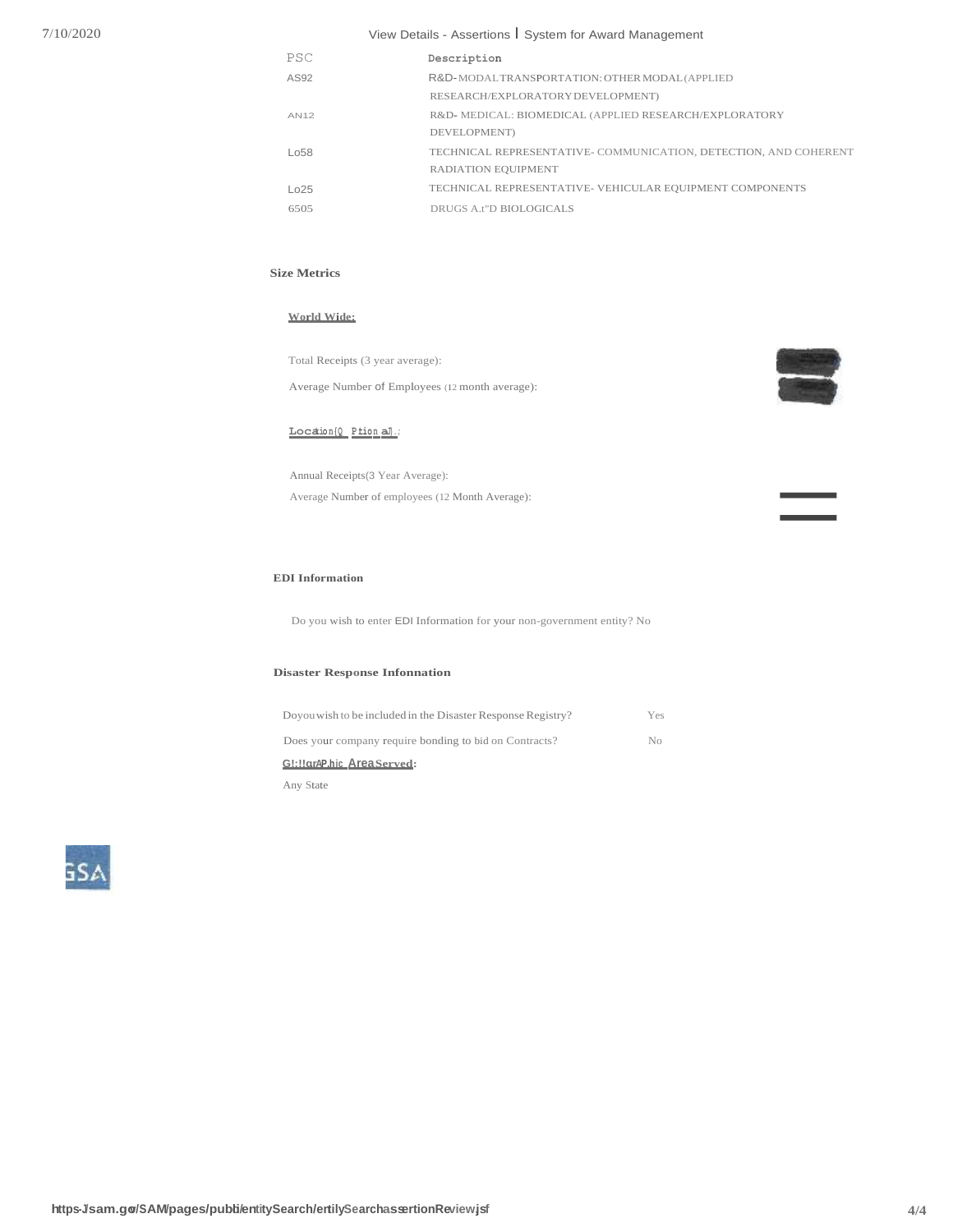| PSC | Description |
| --- | --- |
| AS92 | R&D-MODAL TRANSPORTATION: OTHER MODAL (APPLIED RESEARCH/EXPLORATORY DEVELOPMENT) |
| AN12 | R&D- MEDICAL: BIOMEDICAL (APPLIED RESEARCH/EXPLORATORY DEVELOPMENT) |
| Lo58 | TECHNICAL REPRESENTATIVE- COMMUNICATION, DETECTION, AND COHERENT RADIATION EQUIPMENT |
| Lo25 | TECHNICAL REPRESENTATIVE- VEHICULAR EQUIPMENT COMPONENTS |
| 6505 | DRUGS A.t"D BIOLOGICALS |

**Size Metrics**

**World Wide:**

Total Receipts (3 year average):

Average Number of Employees (12 month average):

**Location(Optional):**

Annual Receipts(3 Year Average):

Average Number of employees (12 Month Average):

**EDI Information**

Do you wish to enter EDI Information for your non-government entity? No

**Disaster Response Infonnation**

| | |
| --- | --- |
| Do you wish to be included in the Disaster Response Registry? | Yes |
| Does your company require bonding to bid on Contracts? | No |

**Geographic Area Served:**

Any State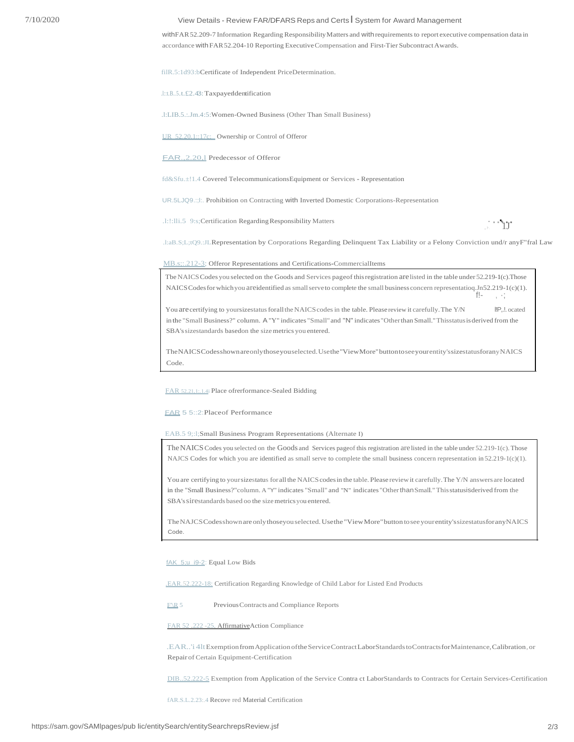withFAR 52.209-7 Information Regarding Responsibility Matters and with requirements to report executive compensation data in accordance with FAR 52.204-10 Reporting Executive Compensation and First-Tier Subcontract Awards.

filR.5:1d93:b Certificate of Independent Price Determination.

.l::t.B..5.t.£2.43: Taxpayer Identification

.l:LIB.5.:.Jm.4:5: Women-Owned Business (Other Than Small Business)

UR 52.20.1::17c: Ownership or Control of Offeror

FAR.,2.20,l Predecessor of Offeror

fd&Sfu.±!1.4 Covered Telecommunications Equipment or Services - Representation

UR.5LJQ9.:;l:. Prohibition on Contracting with Inverted Domestic Corporations-Representation

.l:!:lli.5 9:s; Certification Regarding Responsibility Matters

.l:aB.S;L;tQ9.:JL Representation by Corporations Regarding Delinquent Tax Liability or a Felony Conviction und/r anyF"fral Law

MB.s;:.212-3: Offeror Representations and Certifications-Commercial Items

The NAICS Codes you selected on the Goods and Services page of this registration are listed in the table under 52.219-1(c). Those NAICS Codes for which you are identified as small serve to complete the small business concern representation in 52.219-1(c)(1).

You are certifying to your size status for all the NAICS codes in the table. Please review it carefully. The Y/N answers are located in the "Small Business?" column. A "Y" indicates "Small" and "N" indicates "Other than Small." This status is derived from the SBA's size standards based on the size metrics you entered.

The NAICS Codes shown are only those you selected. Use the "View More" button to see your entity's size status for any NAICS Code.

FAR 52.21.1:.1.4) Place of Performance-Sealed Bidding

EAR 5 5::2: Place of Performance

EAB.5 9;:l; Small Business Program Representations (Alternate I)

The NAICS Codes you selected on the Goods and Services page of this registration are listed in the table under 52.219-1(c). Those NAJCS Codes for which you are identified as small serve to complete the small business concern representation in 52.219-1(c)(1).

You are certifying to your size status for all the NAICS codes in the table. Please review it carefully. The Y/N answers are located in the "Small Business?" column. A "Y" indicates "Small" and "N" indicates "Other than Small." This status is derived from the SBA's size standards based on the size metrics you entered.

The NAJCS Codes shown are only those you selected. Use the "View More" button to see your entity's size status for any NAICS Code.

fAK 5;u i9-2: Equal Low Bids

.EAR.52.222-18: Certification Regarding Knowledge of Child Labor for Listed End Products

F\R 5 Previous Contracts and Compliance Reports

FAR 52 .222 -25. Affirmative Action Compliance

.EAR..'i 4lt Exemption from Application of the Service Contract Labor Standards to Contracts for Maintenance, Calibration, or Repair of Certain Equipment-Certification

DIB..52.222-5 Exemption from Application of the Service Contra ct Labor Standards to Contracts for Certain Services-Certification

fAR.S.L.2.23:.4 Recove red Material Certification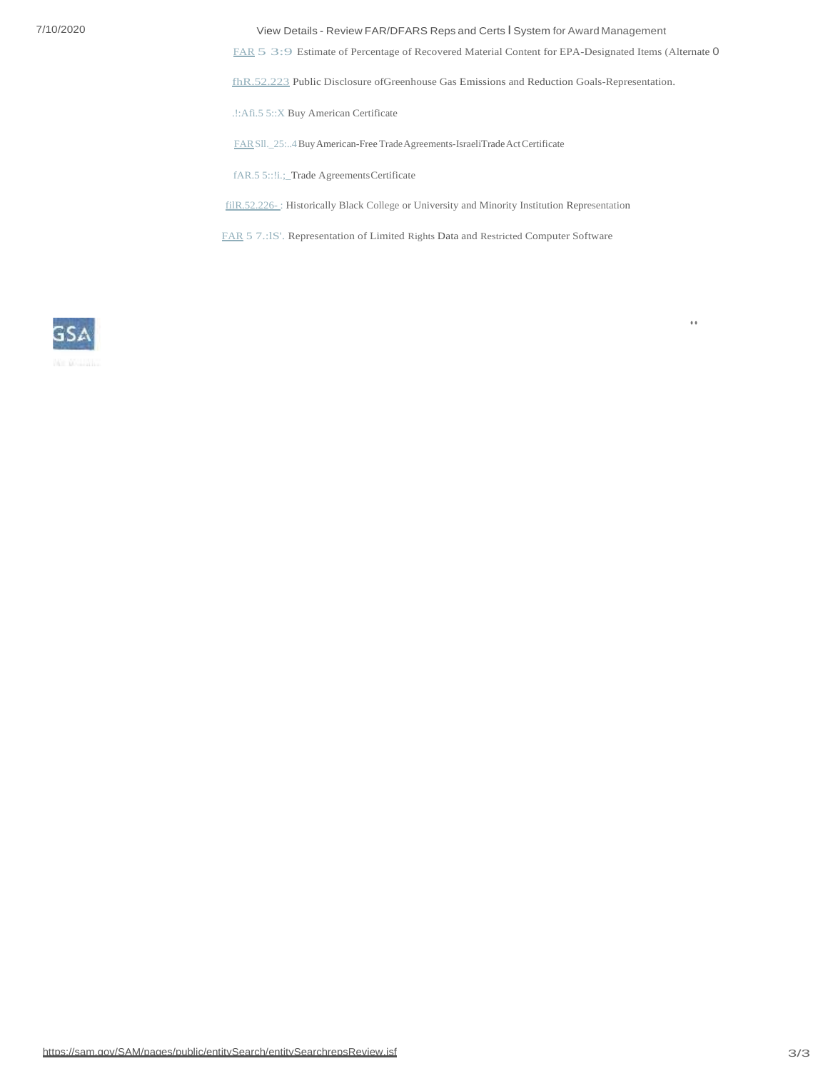FAR 5 3:9 Estimate of Percentage of Recovered Material Content for EPA-Designated Items (Alternate 0

fhR.52.223 Public Disclosure ofGreenhouse Gas Emissions and Reduction Goals-Representation.

.!:Afi.5 5::X Buy American Certificate

FAR Sll._25:..4 Buy American-Free Trade Agreements-Israeli Trade Act Certificate

fAR.5 5::!i.;_Trade Agreements Certificate

filR.52.226- : Historically Black College or University and Minority Institution Representation

FAR 5 7.:lS'. Representation of Limited Rights Data and Restricted Computer Software

GSA